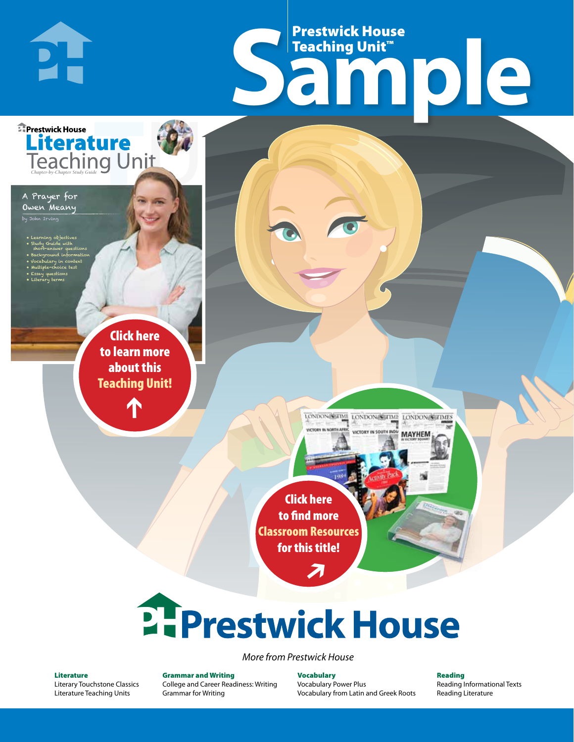# Prestwick House Teaching Unit™ Sample

Prestwick House

## Literature Teaching Unit

*Chapter-by-Chapter Study Guide*

A Prayer for Owen Meany

by John Irving

- Learning objectives
- Study Guide with short-answer questions
- Background information
- Vocabulary in context
- Multiple-choice test
- Essay questions
- Literary terms

**Click here to learn more about this Teaching Unit!**

**Click here to find more Classroom Resources for this title!**

# Prestwick House

*More from Prestwick House*

**Literature**
Literary Touchstone Classics
Literature Teaching Units

**Grammar and Writing**
College and Career Readiness: Writing
Grammar for Writing

**Vocabulary**
Vocabulary Power Plus
Vocabulary from Latin and Greek Roots

**Reading**
Reading Informational Texts
Reading Literature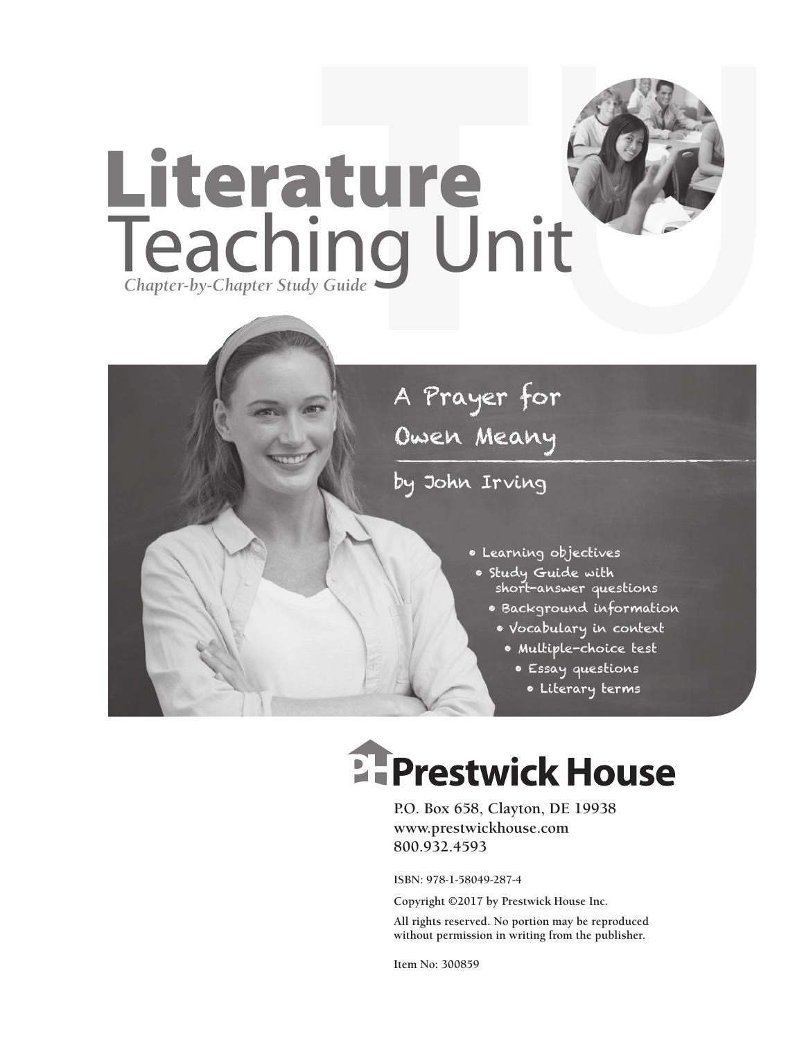# Literature Teaching Unit

*Chapter-by-Chapter Study Guide*

## A Prayer for Owen Meany

### by John Irving

- Learning objectives
- Study Guide with short-answer questions
- Background information
- Vocabulary in context
- Multiple-choice test
- Essay questions
- Literary terms

**Prestwick House**

P.O. Box 658, Clayton, DE 19938
www.prestwickhouse.com
800.932.4593

ISBN: 978-1-58049-287-4

Copyright ©2017 by Prestwick House Inc.

All rights reserved. No portion may be reproduced without permission in writing from the publisher.

Item No: 300859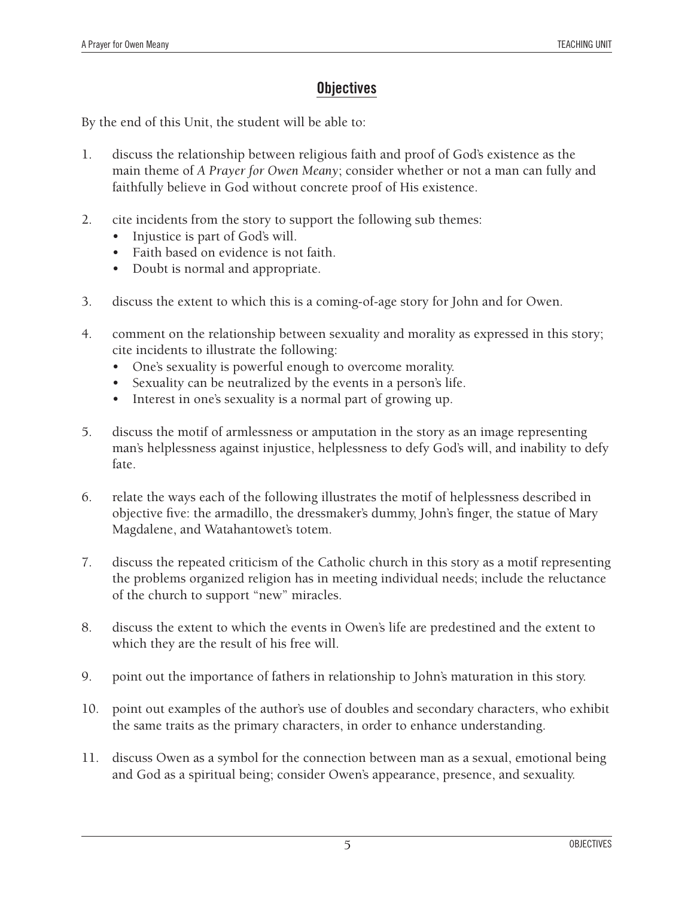## Objectives

By the end of this Unit, the student will be able to:

1. discuss the relationship between religious faith and proof of God's existence as the main theme of *A Prayer for Owen Meany*; consider whether or not a man can fully and faithfully believe in God without concrete proof of His existence.

2. cite incidents from the story to support the following sub themes:
   - Injustice is part of God's will.
   - Faith based on evidence is not faith.
   - Doubt is normal and appropriate.

3. discuss the extent to which this is a coming-of-age story for John and for Owen.

4. comment on the relationship between sexuality and morality as expressed in this story; cite incidents to illustrate the following:
   - One's sexuality is powerful enough to overcome morality.
   - Sexuality can be neutralized by the events in a person's life.
   - Interest in one's sexuality is a normal part of growing up.

5. discuss the motif of armlessness or amputation in the story as an image representing man's helplessness against injustice, helplessness to defy God's will, and inability to defy fate.

6. relate the ways each of the following illustrates the motif of helplessness described in objective five: the armadillo, the dressmaker's dummy, John's finger, the statue of Mary Magdalene, and Watahantowet's totem.

7. discuss the repeated criticism of the Catholic church in this story as a motif representing the problems organized religion has in meeting individual needs; include the reluctance of the church to support "new" miracles.

8. discuss the extent to which the events in Owen's life are predestined and the extent to which they are the result of his free will.

9. point out the importance of fathers in relationship to John's maturation in this story.

10. point out examples of the author's use of doubles and secondary characters, who exhibit the same traits as the primary characters, in order to enhance understanding.

11. discuss Owen as a symbol for the connection between man as a sexual, emotional being and God as a spiritual being; consider Owen's appearance, presence, and sexuality.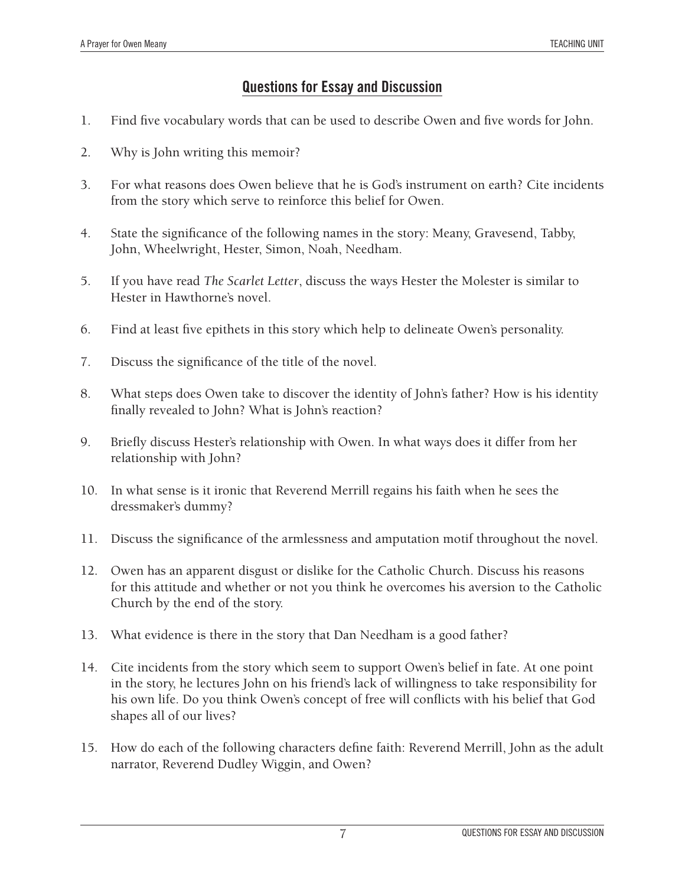## Questions for Essay and Discussion

1. Find five vocabulary words that can be used to describe Owen and five words for John.

2. Why is John writing this memoir?

3. For what reasons does Owen believe that he is God's instrument on earth? Cite incidents from the story which serve to reinforce this belief for Owen.

4. State the significance of the following names in the story: Meany, Gravesend, Tabby, John, Wheelwright, Hester, Simon, Noah, Needham.

5. If you have read *The Scarlet Letter*, discuss the ways Hester the Molester is similar to Hester in Hawthorne's novel.

6. Find at least five epithets in this story which help to delineate Owen's personality.

7. Discuss the significance of the title of the novel.

8. What steps does Owen take to discover the identity of John's father? How is his identity finally revealed to John? What is John's reaction?

9. Briefly discuss Hester's relationship with Owen. In what ways does it differ from her relationship with John?

10. In what sense is it ironic that Reverend Merrill regains his faith when he sees the dressmaker's dummy?

11. Discuss the significance of the armlessness and amputation motif throughout the novel.

12. Owen has an apparent disgust or dislike for the Catholic Church. Discuss his reasons for this attitude and whether or not you think he overcomes his aversion to the Catholic Church by the end of the story.

13. What evidence is there in the story that Dan Needham is a good father?

14. Cite incidents from the story which seem to support Owen's belief in fate. At one point in the story, he lectures John on his friend's lack of willingness to take responsibility for his own life. Do you think Owen's concept of free will conflicts with his belief that God shapes all of our lives?

15. How do each of the following characters define faith: Reverend Merrill, John as the adult narrator, Reverend Dudley Wiggin, and Owen?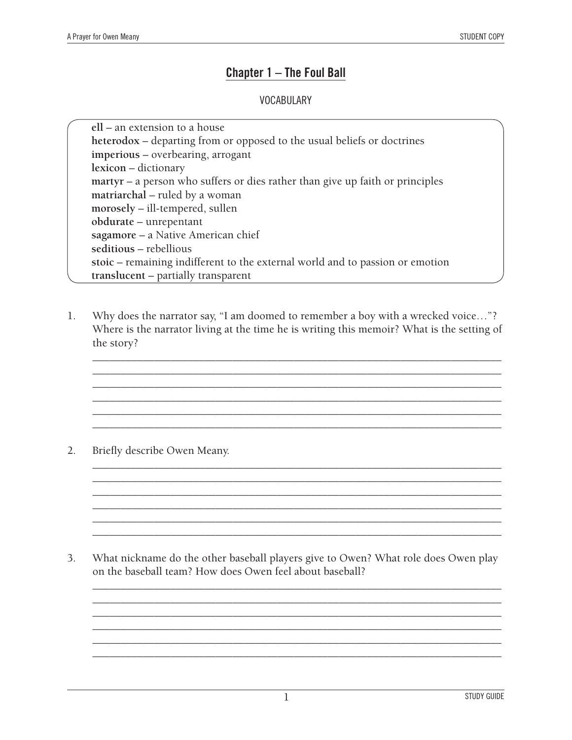## Chapter 1 – The Foul Ball

VOCABULARY

**ell** – an extension to a house
**heterodox** – departing from or opposed to the usual beliefs or doctrines
**imperious** – overbearing, arrogant
**lexicon** – dictionary
**martyr** – a person who suffers or dies rather than give up faith or principles
**matriarchal** – ruled by a woman
**morosely** – ill-tempered, sullen
**obdurate** – unrepentant
**sagamore** – a Native American chief
**seditious** – rebellious
**stoic** – remaining indifferent to the external world and to passion or emotion
**translucent** – partially transparent

1. Why does the narrator say, "I am doomed to remember a boy with a wrecked voice…"? Where is the narrator living at the time he is writing this memoir? What is the setting of the story?

___________________________________________________________________________
___________________________________________________________________________
___________________________________________________________________________
___________________________________________________________________________
___________________________________________________________________________
___________________________________________________________________________

2. Briefly describe Owen Meany.

___________________________________________________________________________
___________________________________________________________________________
___________________________________________________________________________
___________________________________________________________________________
___________________________________________________________________________
___________________________________________________________________________

3. What nickname do the other baseball players give to Owen? What role does Owen play on the baseball team? How does Owen feel about baseball?

___________________________________________________________________________
___________________________________________________________________________
___________________________________________________________________________
___________________________________________________________________________
___________________________________________________________________________
___________________________________________________________________________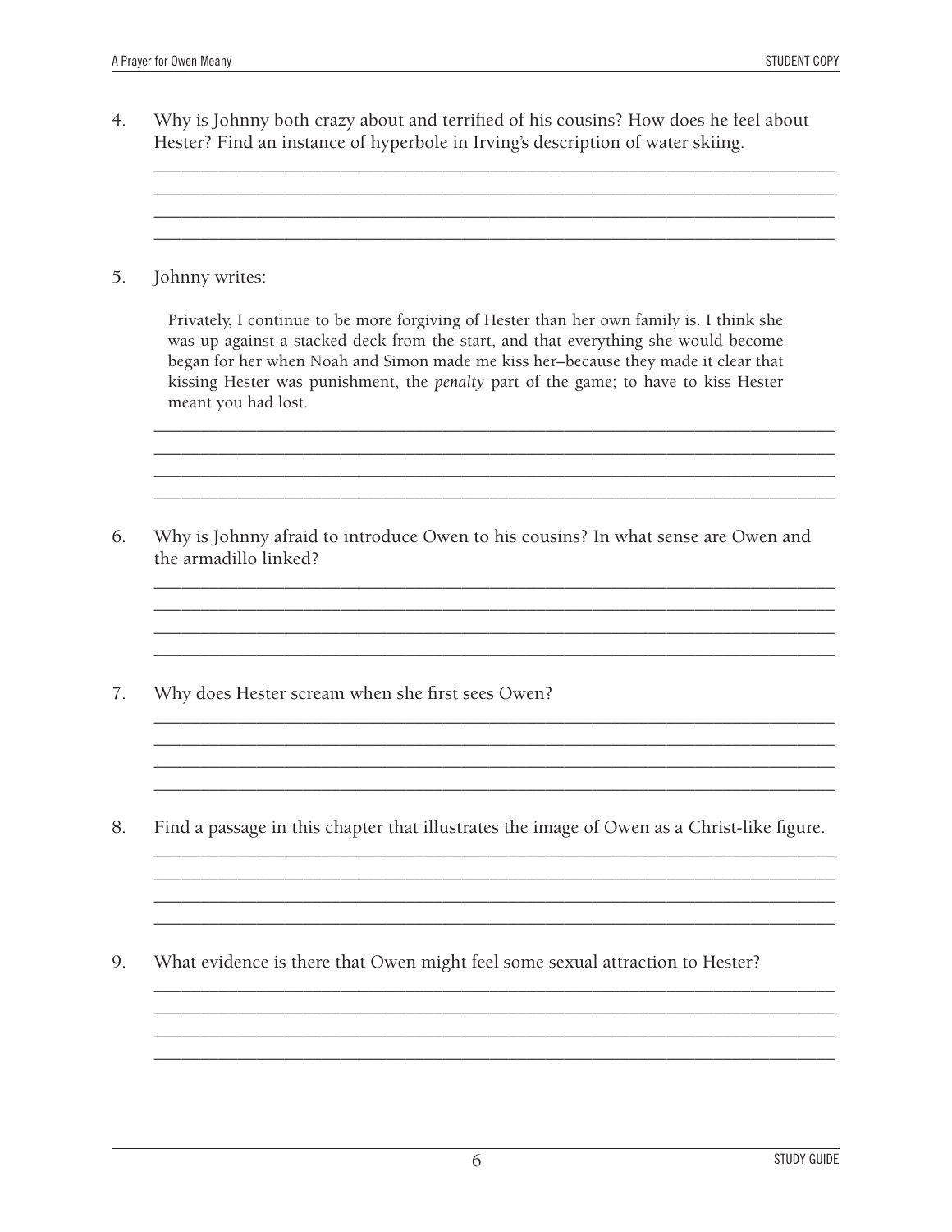4. Why is Johnny both crazy about and terrified of his cousins? How does he feel about Hester? Find an instance of hyperbole in Irving's description of water skiing.

5. Johnny writes:

   > Privately, I continue to be more forgiving of Hester than her own family is. I think she was up against a stacked deck from the start, and that everything she would become began for her when Noah and Simon made me kiss her–because they made it clear that kissing Hester was punishment, the *penalty* part of the game; to have to kiss Hester meant you had lost.

6. Why is Johnny afraid to introduce Owen to his cousins? In what sense are Owen and the armadillo linked?

7. Why does Hester scream when she first sees Owen?

8. Find a passage in this chapter that illustrates the image of Owen as a Christ-like figure.

9. What evidence is there that Owen might feel some sexual attraction to Hester?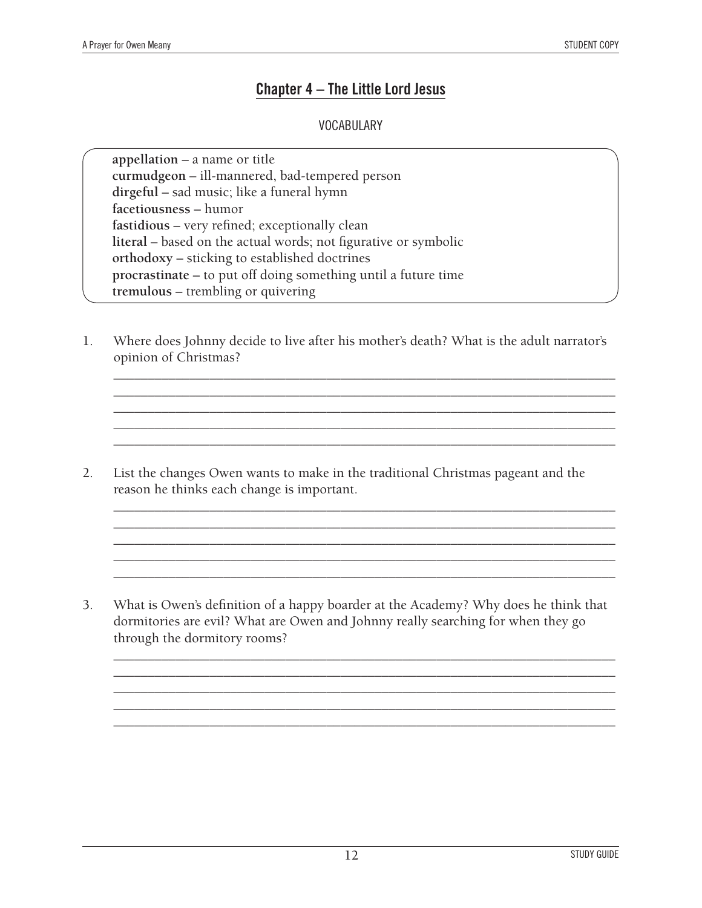## Chapter 4 – The Little Lord Jesus

VOCABULARY

**appellation** – a name or title
**curmudgeon** – ill-mannered, bad-tempered person
**dirgeful** – sad music; like a funeral hymn
**facetiousness** – humor
**fastidious** – very refined; exceptionally clean
**literal** – based on the actual words; not figurative or symbolic
**orthodoxy** – sticking to established doctrines
**procrastinate** – to put off doing something until a future time
**tremulous** – trembling or quivering

1. Where does Johnny decide to live after his mother's death? What is the adult narrator's opinion of Christmas?

2. List the changes Owen wants to make in the traditional Christmas pageant and the reason he thinks each change is important.

3. What is Owen's definition of a happy boarder at the Academy? Why does he think that dormitories are evil? What are Owen and Johnny really searching for when they go through the dormitory rooms?